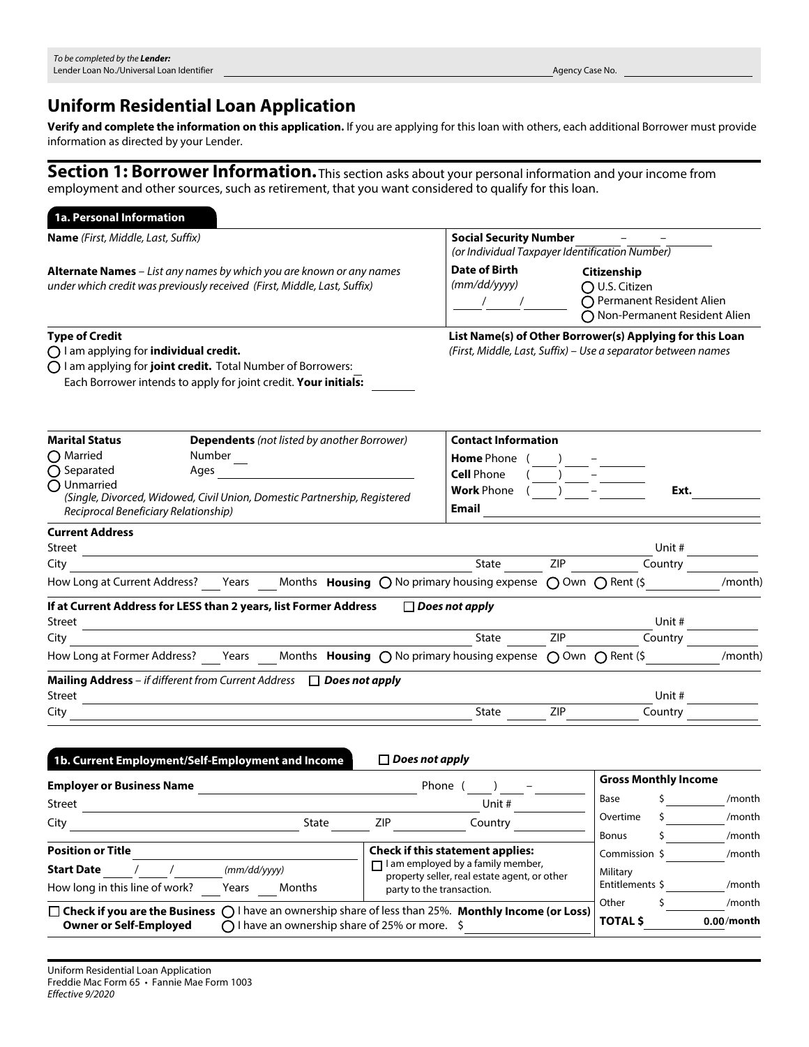*To be completed by the* ***Lender:***
Lender Loan No./Universal Loan Identifier ______________________ Agency Case No. ____________

# Uniform Residential Loan Application

**Verify and complete the information on this application.** If you are applying for this loan with others, each additional Borrower must provide information as directed by your Lender.

## Section 1: Borrower Information.

This section asks about your personal information and your income from employment and other sources, such as retirement, that you want considered to qualify for this loan.

### 1a. Personal Information

**Name** *(First, Middle, Last, Suffix)*

**Alternate Names** – *List any names by which you are known or any names under which credit was previously received (First, Middle, Last, Suffix)*

**Social Security Number** ___ – ___ – ____
*(or Individual Taxpayer Identification Number)*

**Date of Birth** *(mm/dd/yyyy)* ___ / ___ / _____

**Citizenship**
- ◯ U.S. Citizen
- ◯ Permanent Resident Alien
- ◯ Non-Permanent Resident Alien

**Type of Credit**
- ◯ I am applying for **individual credit.**
- ◯ I am applying for **joint credit.** Total Number of Borrowers: ___
  Each Borrower intends to apply for joint credit. **Your initials:** _____

**List Name(s) of Other Borrower(s) Applying for this Loan**
*(First, Middle, Last, Suffix) – Use a separator between names*

**Marital Status**
- ◯ Married
- ◯ Separated
- ◯ Unmarried
  *(Single, Divorced, Widowed, Civil Union, Domestic Partnership, Registered Reciprocal Beneficiary Relationship)*

**Dependents** *(not listed by another Borrower)*
Number ___
Ages ___________

**Contact Information**
**Home** Phone ( ___ ) ___ – ____
**Cell** Phone ( ___ ) ___ – ____
**Work** Phone ( ___ ) ___ – ____ **Ext.** ____
**Email** ______________

**Current Address**
Street ______________________ Unit # ____
City ______________ State ____ ZIP ____ Country ____
How Long at Current Address? ___ Years ___ Months **Housing** ◯ No primary housing expense ◯ Own ◯ Rent ($ ______ /month)

**If at Current Address for LESS than 2 years, list Former Address** ☐ ***Does not apply***
Street ______________________ Unit # ____
City ______________ State ____ ZIP ____ Country ____
How Long at Former Address? ___ Years ___ Months **Housing** ◯ No primary housing expense ◯ Own ◯ Rent ($ ______ /month)

**Mailing Address** – *if different from Current Address* ☐ ***Does not apply***
Street ______________________ Unit # ____
City ______________ State ____ ZIP ____ Country ____

### 1b. Current Employment/Self-Employment and Income

☐ ***Does not apply***

**Employer or Business Name** ______________ Phone ( ___ ) ___ – ____
Street ______________ Unit # ____
City ______________ State ____ ZIP ____ Country ____

**Position or Title** ______________
**Start Date** ___ / ___ / _____ *(mm/dd/yyyy)*
How long in this line of work? ___ Years ___ Months

**Check if this statement applies:**
☐ I am employed by a family member, property seller, real estate agent, or other party to the transaction.

☐ **Check if you are the Business Owner or Self-Employed**
◯ I have an ownership share of less than 25%.
◯ I have an ownership share of 25% or more.
**Monthly Income (or Loss)** $ ______

| Gross Monthly Income | | |
|---|---|---|
| Base | $ | /month |
| Overtime | $ | /month |
| Bonus | $ | /month |
| Commission | $ | /month |
| Military Entitlements | $ | /month |
| Other | $ | /month |
| **TOTAL $** | **0.00** | **/month** |

Uniform Residential Loan Application
Freddie Mac Form 65 • Fannie Mae Form 1003
*Effective 9/2020*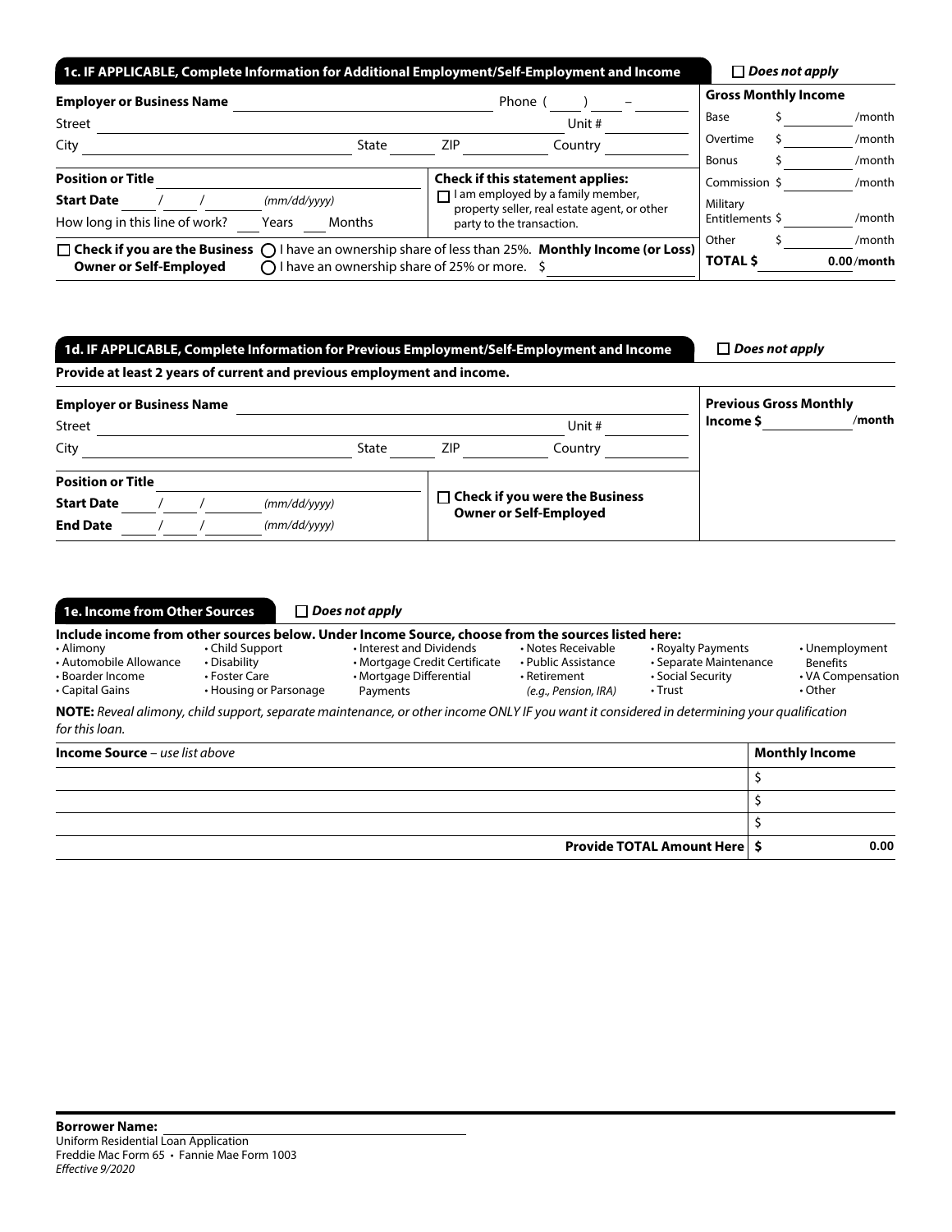## 1c. IF APPLICABLE, Complete Information for Additional Employment/Self-Employment and Income

☐ ***Does not apply***

**Employer or Business Name** ______________________ Phone ( ___ ) ___ – ____

Street ______________________ Unit # ______

City ______________ State ____ ZIP ______ Country ______

**Position or Title** ______________________

**Start Date** ___ / ___ / _____ *(mm/dd/yyyy)*

How long in this line of work? ___ Years ___ Months

**Check if this statement applies:**

☐ I am employed by a family member, property seller, real estate agent, or other party to the transaction.

☐ **Check if you are the Business Owner or Self-Employed**

◯ I have an ownership share of less than 25%.

◯ I have an ownership share of 25% or more.

**Monthly Income (or Loss)** $ ______

| **Gross Monthly Income** | | |
|---|---|---|
| Base | $ | /month |
| Overtime | $ | /month |
| Bonus | $ | /month |
| Commission | $ | /month |
| Military Entitlements | $ | /month |
| Other | $ | /month |
| **TOTAL $** | **0.00** | **/month** |

## 1d. IF APPLICABLE, Complete Information for Previous Employment/Self-Employment and Income

☐ ***Does not apply***

**Provide at least 2 years of current and previous employment and income.**

**Employer or Business Name** ______________________

Street ______________________ Unit # ______

City ______________ State ____ ZIP ______ Country ______

**Position or Title** ______________________

**Start Date** ___ / ___ / _____ *(mm/dd/yyyy)*

**End Date** ___ / ___ / _____ *(mm/dd/yyyy)*

☐ **Check if you were the Business Owner or Self-Employed**

**Previous Gross Monthly Income $** ______ **/month**

## 1e. Income from Other Sources

☐ ***Does not apply***

**Include income from other sources below. Under Income Source, choose from the sources listed here:**

- Alimony
- Automobile Allowance
- Boarder Income
- Capital Gains
- Child Support
- Disability
- Foster Care
- Housing or Parsonage
- Interest and Dividends
- Mortgage Credit Certificate
- Mortgage Differential Payments
- Notes Receivable
- Public Assistance
- Retirement *(e.g., Pension, IRA)*
- Royalty Payments
- Separate Maintenance
- Social Security
- Trust
- Unemployment Benefits
- VA Compensation
- Other

**NOTE:** *Reveal alimony, child support, separate maintenance, or other income ONLY IF you want it considered in determining your qualification for this loan.*

| **Income Source** – *use list above* | **Monthly Income** |
|---|---|
| | $ |
| | $ |
| | $ |
| **Provide TOTAL Amount Here** | **$ 0.00** |

**Borrower Name:** ______________________

Uniform Residential Loan Application
Freddie Mac Form 65 • Fannie Mae Form 1003
*Effective 9/2020*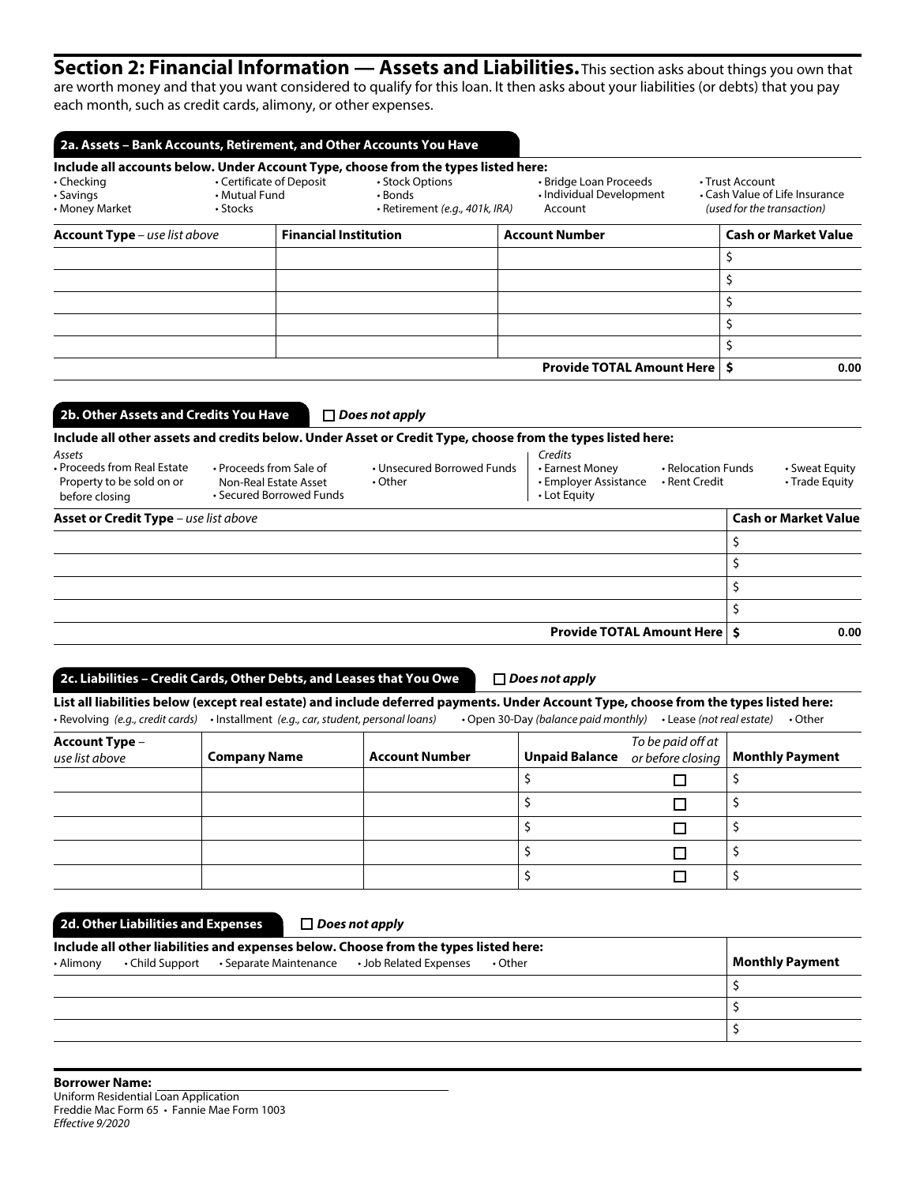## Section 2: Financial Information — Assets and Liabilities.

This section asks about things you own that are worth money and that you want considered to qualify for this loan. It then asks about your liabilities (or debts) that you pay each month, such as credit cards, alimony, or other expenses.

### 2a. Assets – Bank Accounts, Retirement, and Other Accounts You Have

**Include all accounts below. Under Account Type, choose from the types listed here:**

- Checking
- Savings
- Money Market
- Certificate of Deposit
- Mutual Fund
- Stocks
- Stock Options
- Bonds
- Retirement *(e.g., 401k, IRA)*
- Bridge Loan Proceeds
- Individual Development Account
- Trust Account
- Cash Value of Life Insurance *(used for the transaction)*

| **Account Type** – *use list above* | **Financial Institution** | **Account Number** | **Cash or Market Value** |
|---|---|---|---|
| | | | $ |
| | | | $ |
| | | | $ |
| | | | $ |
| | | | $ |
| | | **Provide TOTAL Amount Here** | **$ 0.00** |

### 2b. Other Assets and Credits You Have ☐ *Does not apply*

**Include all other assets and credits below. Under Asset or Credit Type, choose from the types listed here:**

*Assets*

- Proceeds from Real Estate Property to be sold on or before closing
- Proceeds from Sale of Non-Real Estate Asset
- Secured Borrowed Funds
- Unsecured Borrowed Funds
- Other

*Credits*

- Earnest Money
- Employer Assistance
- Lot Equity
- Relocation Funds
- Rent Credit
- Sweat Equity
- Trade Equity

| **Asset or Credit Type** – *use list above* | **Cash or Market Value** |
|---|---|
| | $ |
| | $ |
| | $ |
| | $ |
| **Provide TOTAL Amount Here** | **$ 0.00** |

### 2c. Liabilities – Credit Cards, Other Debts, and Leases that You Owe ☐ *Does not apply*

**List all liabilities below (except real estate) and include deferred payments. Under Account Type, choose from the types listed here:**

- Revolving *(e.g., credit cards)*
- Installment *(e.g., car, student, personal loans)*
- Open 30-Day *(balance paid monthly)*
- Lease *(not real estate)*
- Other

| **Account Type** – *use list above* | **Company Name** | **Account Number** | **Unpaid Balance** | *To be paid off at or before closing* | **Monthly Payment** |
|---|---|---|---|---|---|
| | | | $ | ☐ | $ |
| | | | $ | ☐ | $ |
| | | | $ | ☐ | $ |
| | | | $ | ☐ | $ |
| | | | $ | ☐ | $ |

### 2d. Other Liabilities and Expenses ☐ *Does not apply*

**Include all other liabilities and expenses below. Choose from the types listed here:**

- Alimony
- Child Support
- Separate Maintenance
- Job Related Expenses
- Other

| | **Monthly Payment** |
|---|---|
| | $ |
| | $ |
| | $ |

**Borrower Name:** ______________________________

Uniform Residential Loan Application
Freddie Mac Form 65 • Fannie Mae Form 1003
*Effective 9/2020*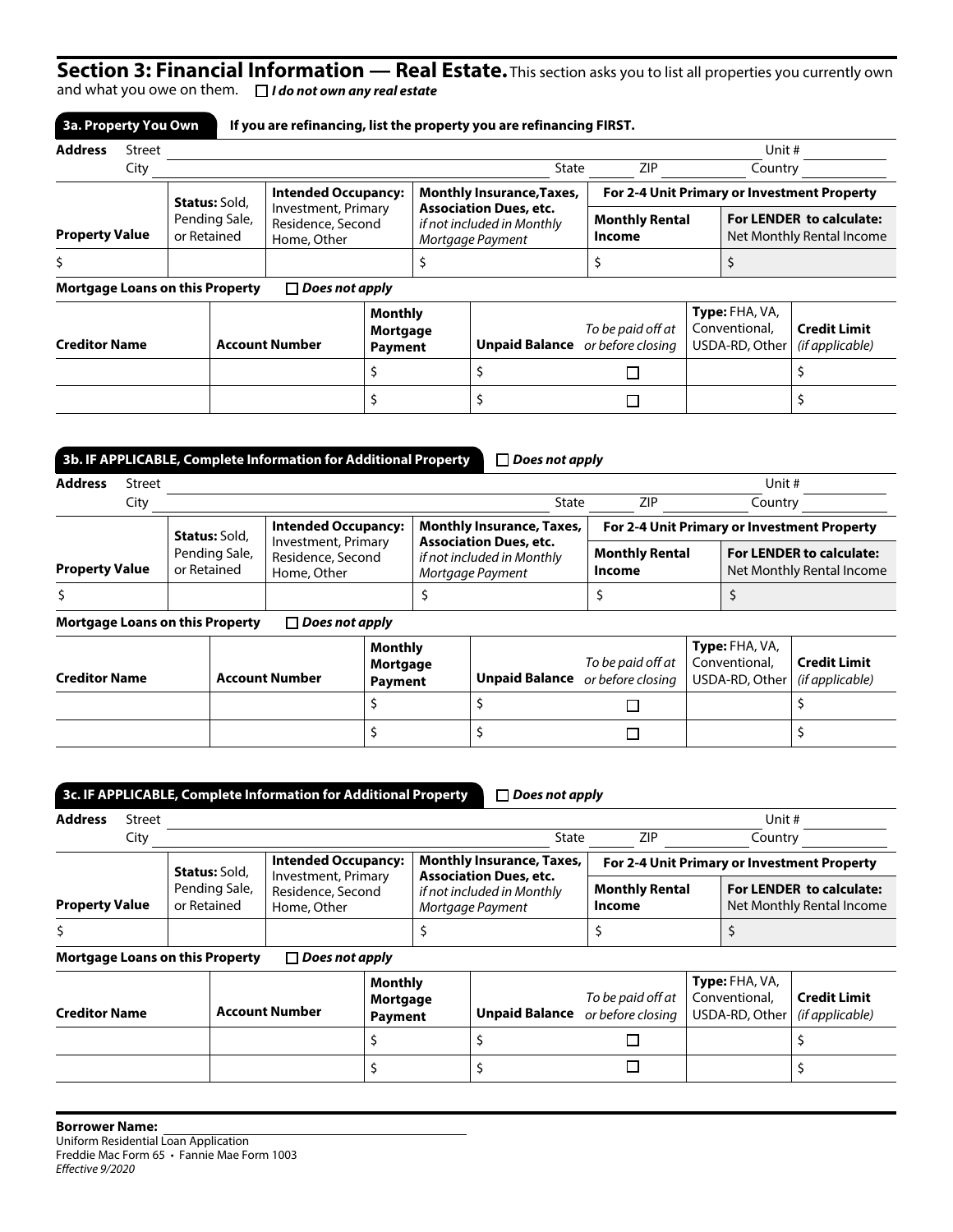## Section 3: Financial Information — Real Estate.

This section asks you to list all properties you currently own and what you owe on them. ☐ ***I do not own any real estate***

### 3a. Property You Own

**If you are refinancing, list the property you are refinancing FIRST.**

**Address** Street ______________________________ Unit # ________
City ______________________ State ____ ZIP ______ Country ________

| **Property Value** | **Status:** Sold, Pending Sale, or Retained | **Intended Occupancy:** Investment, Primary Residence, Second Home, Other | **Monthly Insurance, Taxes, Association Dues, etc.** *if not included in Monthly Mortgage Payment* | **For 2-4 Unit Primary or Investment Property** | |
|---|---|---|---|---|---|
| | | | | **Monthly Rental Income** | **For LENDER to calculate:** Net Monthly Rental Income |
| $ | | | $ | $ | $ |

**Mortgage Loans on this Property** ☐ ***Does not apply***

| **Creditor Name** | **Account Number** | **Monthly Mortgage Payment** | **Unpaid Balance** | *To be paid off at or before closing* | **Type:** FHA, VA, Conventional, USDA-RD, Other | **Credit Limit** *(if applicable)* |
|---|---|---|---|---|---|---|
| | | $ | $ | ☐ | | $ |
| | | $ | $ | ☐ | | $ |

### 3b. IF APPLICABLE, Complete Information for Additional Property

☐ ***Does not apply***

**Address** Street ______________________________ Unit # ________
City ______________________ State ____ ZIP ______ Country ________

| **Property Value** | **Status:** Sold, Pending Sale, or Retained | **Intended Occupancy:** Investment, Primary Residence, Second Home, Other | **Monthly Insurance, Taxes, Association Dues, etc.** *if not included in Monthly Mortgage Payment* | **For 2-4 Unit Primary or Investment Property** | |
|---|---|---|---|---|---|
| | | | | **Monthly Rental Income** | **For LENDER to calculate:** Net Monthly Rental Income |
| $ | | | $ | $ | $ |

**Mortgage Loans on this Property** ☐ ***Does not apply***

| **Creditor Name** | **Account Number** | **Monthly Mortgage Payment** | **Unpaid Balance** | *To be paid off at or before closing* | **Type:** FHA, VA, Conventional, USDA-RD, Other | **Credit Limit** *(if applicable)* |
|---|---|---|---|---|---|---|
| | | $ | $ | ☐ | | $ |
| | | $ | $ | ☐ | | $ |

### 3c. IF APPLICABLE, Complete Information for Additional Property

☐ ***Does not apply***

**Address** Street ______________________________ Unit # ________
City ______________________ State ____ ZIP ______ Country ________

| **Property Value** | **Status:** Sold, Pending Sale, or Retained | **Intended Occupancy:** Investment, Primary Residence, Second Home, Other | **Monthly Insurance, Taxes, Association Dues, etc.** *if not included in Monthly Mortgage Payment* | **For 2-4 Unit Primary or Investment Property** | |
|---|---|---|---|---|---|
| | | | | **Monthly Rental Income** | **For LENDER to calculate:** Net Monthly Rental Income |
| $ | | | $ | $ | $ |

**Mortgage Loans on this Property** ☐ ***Does not apply***

| **Creditor Name** | **Account Number** | **Monthly Mortgage Payment** | **Unpaid Balance** | *To be paid off at or before closing* | **Type:** FHA, VA, Conventional, USDA-RD, Other | **Credit Limit** *(if applicable)* |
|---|---|---|---|---|---|---|
| | | $ | $ | ☐ | | $ |
| | | $ | $ | ☐ | | $ |

**Borrower Name:** ______________________________

Uniform Residential Loan Application
Freddie Mac Form 65 • Fannie Mae Form 1003
*Effective 9/2020*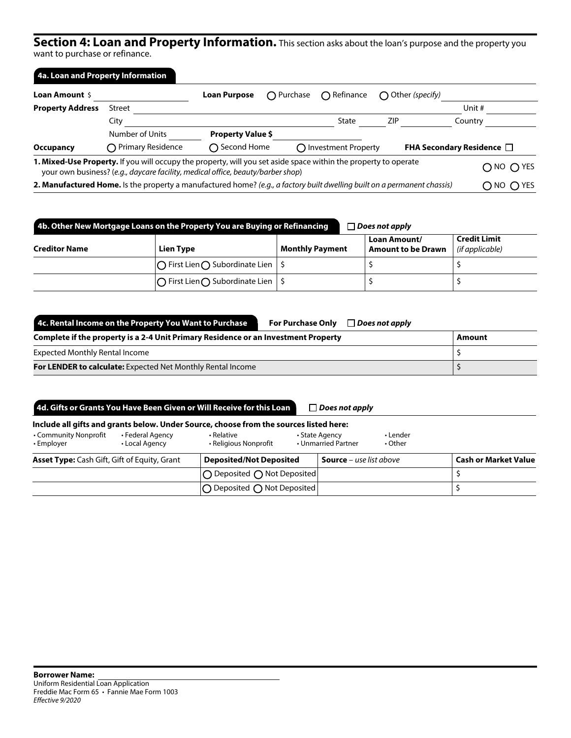## Section 4: Loan and Property Information.

This section asks about the loan's purpose and the property you want to purchase or refinance.

### 4a. Loan and Property Information

**Loan Amount** $ ____________ **Loan Purpose** ◯ Purchase ◯ Refinance ◯ Other *(specify)* ____________

**Property Address** Street ____________ Unit # ______

City ____________ State ______ ZIP ______ Country ______

Number of Units ______ **Property Value $** ______

**Occupancy** ◯ Primary Residence ◯ Second Home ◯ Investment Property **FHA Secondary Residence** ☐

**1. Mixed-Use Property.** If you will occupy the property, will you set aside space within the property to operate your own business? (*e.g., daycare facility, medical office, beauty/barber shop*) ◯ NO ◯ YES

**2. Manufactured Home.** Is the property a manufactured home? *(e.g., a factory built dwelling built on a permanent chassis)* ◯ NO ◯ YES

### 4b. Other New Mortgage Loans on the Property You are Buying or Refinancing

☐ ***Does not apply***

| Creditor Name | Lien Type | Monthly Payment | Loan Amount/ Amount to be Drawn | Credit Limit *(if applicable)* |
|---|---|---|---|---|
| | ◯ First Lien ◯ Subordinate Lien | $ | $ | $ |
| | ◯ First Lien ◯ Subordinate Lien | $ | $ | $ |

### 4c. Rental Income on the Property You Want to Purchase

**For Purchase Only** ☐ ***Does not apply***

| Complete if the property is a 2-4 Unit Primary Residence or an Investment Property | Amount |
|---|---|
| Expected Monthly Rental Income | $ |
| **For LENDER to calculate:** Expected Net Monthly Rental Income | $ |

### 4d. Gifts or Grants You Have Been Given or Will Receive for this Loan

☐ ***Does not apply***

**Include all gifts and grants below. Under Source, choose from the sources listed here:**

- Community Nonprofit
- Employer
- Federal Agency
- Local Agency
- Relative
- Religious Nonprofit
- State Agency
- Unmarried Partner
- Lender
- Other

| **Asset Type:** Cash Gift, Gift of Equity, Grant | Deposited/Not Deposited | **Source** – *use list above* | Cash or Market Value |
|---|---|---|---|
| | ◯ Deposited ◯ Not Deposited | | $ |
| | ◯ Deposited ◯ Not Deposited | | $ |

**Borrower Name:** ____________

Uniform Residential Loan Application
Freddie Mac Form 65 • Fannie Mae Form 1003
*Effective 9/2020*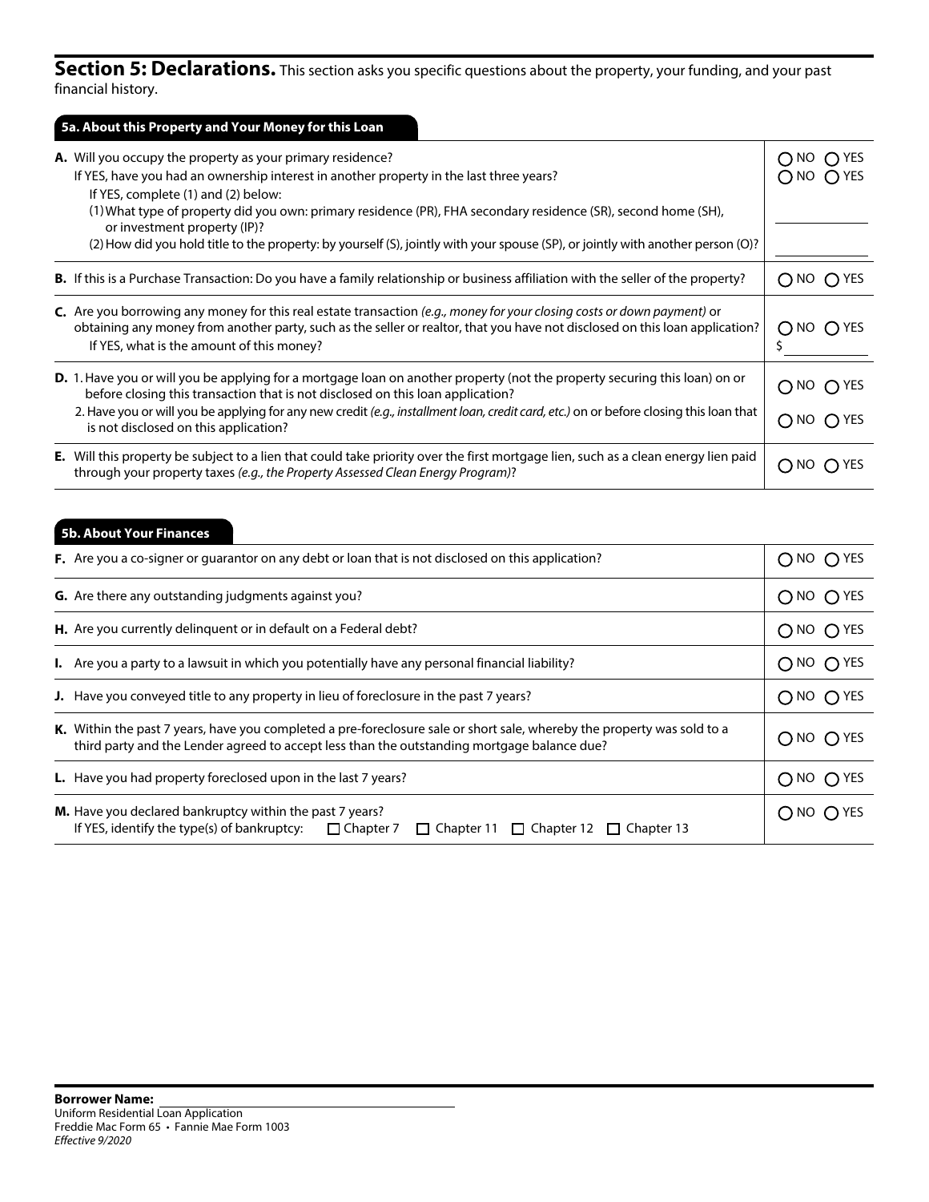## Section 5: Declarations.

This section asks you specific questions about the property, your funding, and your past financial history.

### 5a. About this Property and Your Money for this Loan

| | |
|---|---|
| **A.** Will you occupy the property as your primary residence?<br>If YES, have you had an ownership interest in another property in the last three years?<br>If YES, complete (1) and (2) below:<br>(1) What type of property did you own: primary residence (PR), FHA secondary residence (SR), second home (SH), or investment property (IP)?<br>(2) How did you hold title to the property: by yourself (S), jointly with your spouse (SP), or jointly with another person (O)? | ○ NO ○ YES<br>○ NO ○ YES<br>\_\_\_\_\_\_\_\_<br>\_\_\_\_\_\_\_\_ |
| **B.** If this is a Purchase Transaction: Do you have a family relationship or business affiliation with the seller of the property? | ○ NO ○ YES |
| **C.** Are you borrowing any money for this real estate transaction *(e.g., money for your closing costs or down payment)* or obtaining any money from another party, such as the seller or realtor, that you have not disclosed on this loan application?<br>If YES, what is the amount of this money? | ○ NO ○ YES<br>$ \_\_\_\_\_\_\_\_ |
| **D.** 1. Have you or will you be applying for a mortgage loan on another property (not the property securing this loan) on or before closing this transaction that is not disclosed on this loan application?<br>2. Have you or will you be applying for any new credit *(e.g., installment loan, credit card, etc.)* on or before closing this loan that is not disclosed on this application? | ○ NO ○ YES<br>○ NO ○ YES |
| **E.** Will this property be subject to a lien that could take priority over the first mortgage lien, such as a clean energy lien paid through your property taxes *(e.g., the Property Assessed Clean Energy Program)*? | ○ NO ○ YES |

### 5b. About Your Finances

| | |
|---|---|
| **F.** Are you a co-signer or guarantor on any debt or loan that is not disclosed on this application? | ○ NO ○ YES |
| **G.** Are there any outstanding judgments against you? | ○ NO ○ YES |
| **H.** Are you currently delinquent or in default on a Federal debt? | ○ NO ○ YES |
| **I.** Are you a party to a lawsuit in which you potentially have any personal financial liability? | ○ NO ○ YES |
| **J.** Have you conveyed title to any property in lieu of foreclosure in the past 7 years? | ○ NO ○ YES |
| **K.** Within the past 7 years, have you completed a pre-foreclosure sale or short sale, whereby the property was sold to a third party and the Lender agreed to accept less than the outstanding mortgage balance due? | ○ NO ○ YES |
| **L.** Have you had property foreclosed upon in the last 7 years? | ○ NO ○ YES |
| **M.** Have you declared bankruptcy within the past 7 years?<br>If YES, identify the type(s) of bankruptcy: ☐ Chapter 7 ☐ Chapter 11 ☐ Chapter 12 ☐ Chapter 13 | ○ NO ○ YES |

**Borrower Name:** \_\_\_\_\_\_\_\_\_\_\_\_\_\_\_\_\_\_\_\_\_\_\_\_

Uniform Residential Loan Application
Freddie Mac Form 65 • Fannie Mae Form 1003
*Effective 9/2020*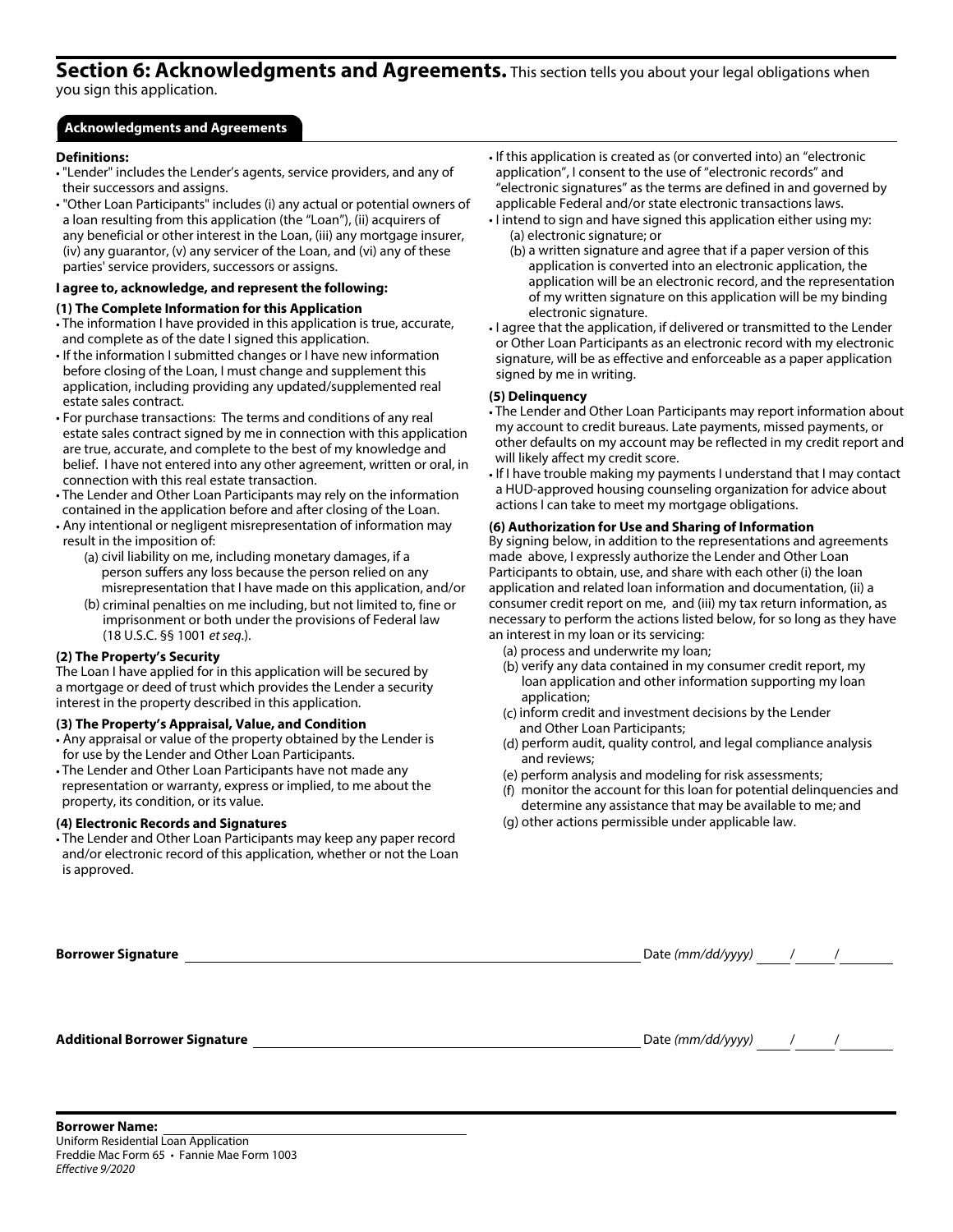## Section 6: Acknowledgments and Agreements.

This section tells you about your legal obligations when you sign this application.

### Acknowledgments and Agreements

**Definitions:**

- "Lender" includes the Lender's agents, service providers, and any of their successors and assigns.
- "Other Loan Participants" includes (i) any actual or potential owners of a loan resulting from this application (the "Loan"), (ii) acquirers of any beneficial or other interest in the Loan, (iii) any mortgage insurer, (iv) any guarantor, (v) any servicer of the Loan, and (vi) any of these parties' service providers, successors or assigns.

**I agree to, acknowledge, and represent the following:**

**(1) The Complete Information for this Application**

- The information I have provided in this application is true, accurate, and complete as of the date I signed this application.
- If the information I submitted changes or I have new information before closing of the Loan, I must change and supplement this application, including providing any updated/supplemented real estate sales contract.
- For purchase transactions: The terms and conditions of any real estate sales contract signed by me in connection with this application are true, accurate, and complete to the best of my knowledge and belief. I have not entered into any other agreement, written or oral, in connection with this real estate transaction.
- The Lender and Other Loan Participants may rely on the information contained in the application before and after closing of the Loan.
- Any intentional or negligent misrepresentation of information may result in the imposition of:
  - (a) civil liability on me, including monetary damages, if a person suffers any loss because the person relied on any misrepresentation that I have made on this application, and/or
  - (b) criminal penalties on me including, but not limited to, fine or imprisonment or both under the provisions of Federal law (18 U.S.C. §§ 1001 *et seq*.).

**(2) The Property's Security**

The Loan I have applied for in this application will be secured by a mortgage or deed of trust which provides the Lender a security interest in the property described in this application.

**(3) The Property's Appraisal, Value, and Condition**

- Any appraisal or value of the property obtained by the Lender is for use by the Lender and Other Loan Participants.
- The Lender and Other Loan Participants have not made any representation or warranty, express or implied, to me about the property, its condition, or its value.

**(4) Electronic Records and Signatures**

- The Lender and Other Loan Participants may keep any paper record and/or electronic record of this application, whether or not the Loan is approved.
- If this application is created as (or converted into) an "electronic application", I consent to the use of "electronic records" and "electronic signatures" as the terms are defined in and governed by applicable Federal and/or state electronic transactions laws.
- I intend to sign and have signed this application either using my:
  - (a) electronic signature; or
  - (b) a written signature and agree that if a paper version of this application is converted into an electronic application, the application will be an electronic record, and the representation of my written signature on this application will be my binding electronic signature.
- I agree that the application, if delivered or transmitted to the Lender or Other Loan Participants as an electronic record with my electronic signature, will be as effective and enforceable as a paper application signed by me in writing.

**(5) Delinquency**

- The Lender and Other Loan Participants may report information about my account to credit bureaus. Late payments, missed payments, or other defaults on my account may be reflected in my credit report and will likely affect my credit score.
- If I have trouble making my payments I understand that I may contact a HUD-approved housing counseling organization for advice about actions I can take to meet my mortgage obligations.

**(6) Authorization for Use and Sharing of Information**

By signing below, in addition to the representations and agreements made above, I expressly authorize the Lender and Other Loan Participants to obtain, use, and share with each other (i) the loan application and related loan information and documentation, (ii) a consumer credit report on me, and (iii) my tax return information, as necessary to perform the actions listed below, for so long as they have an interest in my loan or its servicing:

- (a) process and underwrite my loan;
- (b) verify any data contained in my consumer credit report, my loan application and other information supporting my loan application;
- (c) inform credit and investment decisions by the Lender and Other Loan Participants;
- (d) perform audit, quality control, and legal compliance analysis and reviews;
- (e) perform analysis and modeling for risk assessments;
- (f) monitor the account for this loan for potential delinquencies and determine any assistance that may be available to me; and
- (g) other actions permissible under applicable law.

**Borrower Signature** ______________________________ Date *(mm/dd/yyyy)* ____/____/______

**Additional Borrower Signature** ______________________________ Date *(mm/dd/yyyy)* ____/____/______

**Borrower Name:** ______________________________

Uniform Residential Loan Application
Freddie Mac Form 65 • Fannie Mae Form 1003
*Effective 9/2020*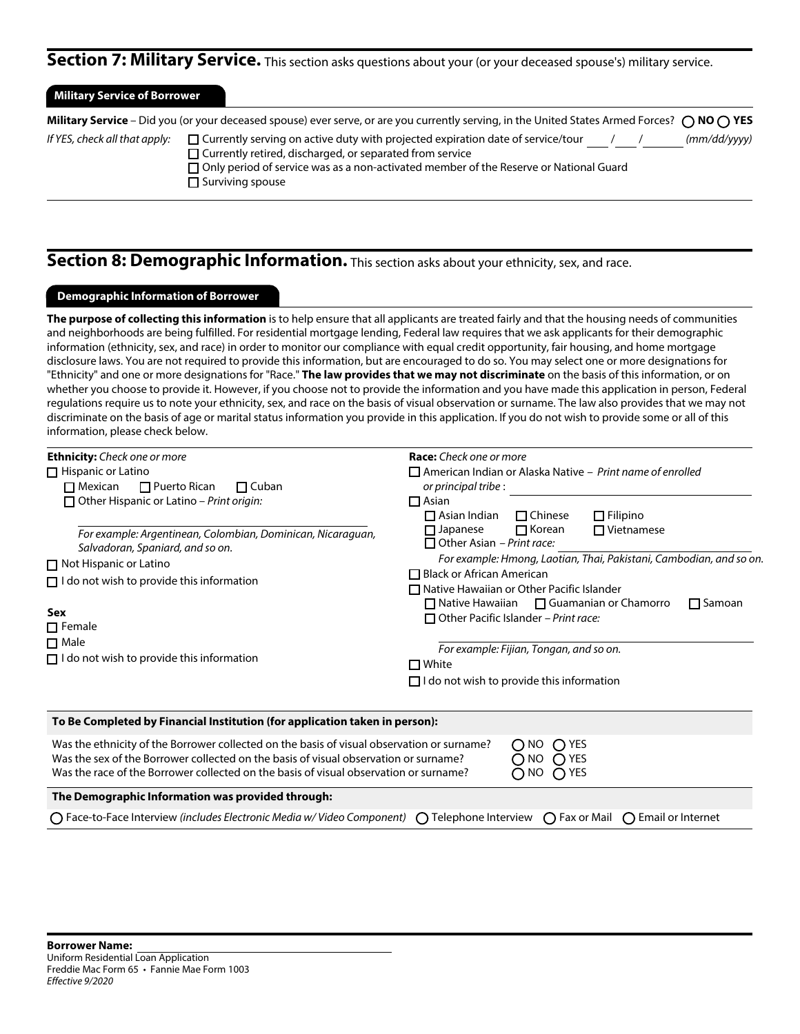## Section 7: Military Service. This section asks questions about your (or your deceased spouse's) military service.

### Military Service of Borrower

**Military Service** – Did you (or your deceased spouse) ever serve, or are you currently serving, in the United States Armed Forces? ◯ **NO** ◯ **YES**

*If YES, check all that apply:*

- ☐ Currently serving on active duty with projected expiration date of service/tour ___ / ___ / ______ *(mm/dd/yyyy)*
- ☐ Currently retired, discharged, or separated from service
- ☐ Only period of service was as a non-activated member of the Reserve or National Guard
- ☐ Surviving spouse

## Section 8: Demographic Information. This section asks about your ethnicity, sex, and race.

### Demographic Information of Borrower

**The purpose of collecting this information** is to help ensure that all applicants are treated fairly and that the housing needs of communities and neighborhoods are being fulfilled. For residential mortgage lending, Federal law requires that we ask applicants for their demographic information (ethnicity, sex, and race) in order to monitor our compliance with equal credit opportunity, fair housing, and home mortgage disclosure laws. You are not required to provide this information, but are encouraged to do so. You may select one or more designations for "Ethnicity" and one or more designations for "Race." **The law provides that we may not discriminate** on the basis of this information, or on whether you choose to provide it. However, if you choose not to provide the information and you have made this application in person, Federal regulations require us to note your ethnicity, sex, and race on the basis of visual observation or surname. The law also provides that we may not discriminate on the basis of age or marital status information you provide in this application. If you do not wish to provide some or all of this information, please check below.

**Ethnicity:** *Check one or more*

- ☐ Hispanic or Latino
  - ☐ Mexican ☐ Puerto Rican ☐ Cuban
  - ☐ Other Hispanic or Latino – *Print origin:* ______________________
    *For example: Argentinean, Colombian, Dominican, Nicaraguan, Salvadoran, Spaniard, and so on.*
- ☐ Not Hispanic or Latino
- ☐ I do not wish to provide this information

**Sex**

- ☐ Female
- ☐ Male
- ☐ I do not wish to provide this information

**Race:** *Check one or more*

- ☐ American Indian or Alaska Native – *Print name of enrolled or principal tribe* : ______________________
- ☐ Asian
  - ☐ Asian Indian ☐ Chinese ☐ Filipino
  - ☐ Japanese ☐ Korean ☐ Vietnamese
  - ☐ Other Asian – *Print race:* ______________________
    *For example: Hmong, Laotian, Thai, Pakistani, Cambodian, and so on.*
- ☐ Black or African American
- ☐ Native Hawaiian or Other Pacific Islander
  - ☐ Native Hawaiian ☐ Guamanian or Chamorro ☐ Samoan
  - ☐ Other Pacific Islander – *Print race:* ______________________
    *For example: Fijian, Tongan, and so on.*
- ☐ White
- ☐ I do not wish to provide this information

**To Be Completed by Financial Institution (for application taken in person):**

Was the ethnicity of the Borrower collected on the basis of visual observation or surname? ◯ NO ◯ YES

Was the sex of the Borrower collected on the basis of visual observation or surname? ◯ NO ◯ YES

Was the race of the Borrower collected on the basis of visual observation or surname? ◯ NO ◯ YES

**The Demographic Information was provided through:**

◯ Face-to-Face Interview *(includes Electronic Media w/ Video Component)* ◯ Telephone Interview ◯ Fax or Mail ◯ Email or Internet

**Borrower Name:** ______________________

Uniform Residential Loan Application
Freddie Mac Form 65 • Fannie Mae Form 1003
*Effective 9/2020*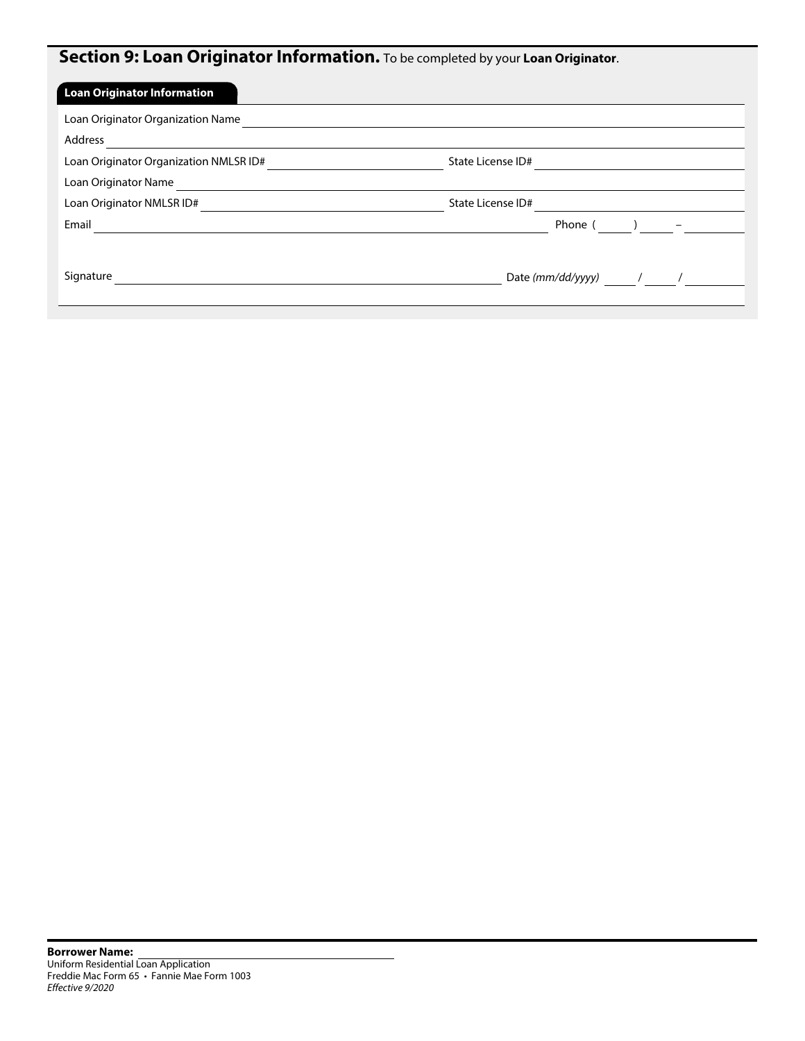## **Section 9: Loan Originator Information.** To be completed by your **Loan Originator**.

**Loan Originator Information**

Loan Originator Organization Name ______________________________

Address ______________________________

Loan Originator Organization NMLSR ID# ____________ State License ID# ____________

Loan Originator Name ______________________________

Loan Originator NMLSR ID# ____________ State License ID# ____________

Email ______________________________ Phone ( ___ ) ___ – ____

Signature ______________________________ Date *(mm/dd/yyyy)* ___ / ___ / ____

**Borrower Name:** ______________________________

Uniform Residential Loan Application
Freddie Mac Form 65 • Fannie Mae Form 1003
*Effective 9/2020*